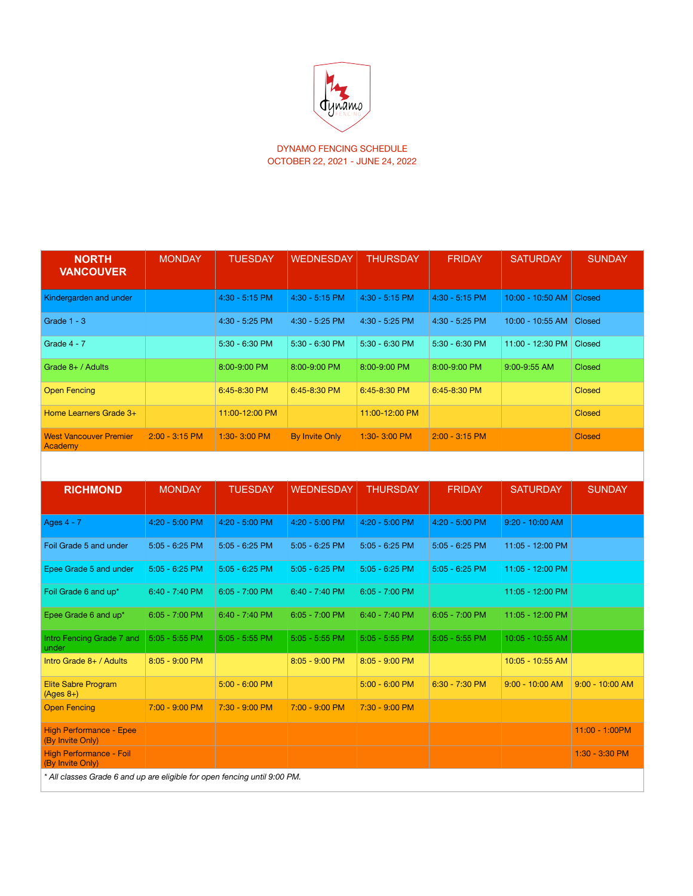DYNAMO FENCING SCHEDULE
OCTOBER 22, 2021 - JUNE 24, 2022

| **NORTH VANCOUVER** | MONDAY | TUESDAY | WEDNESDAY | THURSDAY | FRIDAY | SATURDAY | SUNDAY |
|---|---|---|---|---|---|---|---|
| Kindergarden and under | | 4:30 - 5:15 PM | 4:30 - 5:15 PM | 4:30 - 5:15 PM | 4:30 - 5:15 PM | 10:00 - 10:50 AM | Closed |
| Grade 1 - 3 | | 4:30 - 5:25 PM | 4:30 - 5:25 PM | 4:30 - 5:25 PM | 4:30 - 5:25 PM | 10:00 - 10:55 AM | Closed |
| Grade 4 - 7 | | 5:30 - 6:30 PM | 5:30 - 6:30 PM | 5:30 - 6:30 PM | 5:30 - 6:30 PM | 11:00 - 12:30 PM | Closed |
| Grade 8+ / Adults | | 8:00-9:00 PM | 8:00-9:00 PM | 8:00-9:00 PM | 8:00-9:00 PM | 9:00-9:55 AM | Closed |
| Open Fencing | | 6:45-8:30 PM | 6:45-8:30 PM | 6:45-8:30 PM | 6:45-8:30 PM | | Closed |
| Home Learners Grade 3+ | | 11:00-12:00 PM | | 11:00-12:00 PM | | | Closed |
| West Vancouver Premier Academy | 2:00 - 3:15 PM | 1:30- 3:00 PM | By Invite Only | 1:30- 3:00 PM | 2:00 - 3:15 PM | | Closed |

| **RICHMOND** | MONDAY | TUESDAY | WEDNESDAY | THURSDAY | FRIDAY | SATURDAY | SUNDAY |
|---|---|---|---|---|---|---|---|
| Ages 4 - 7 | 4:20 - 5:00 PM | 4:20 - 5:00 PM | 4:20 - 5:00 PM | 4:20 - 5:00 PM | 4:20 - 5:00 PM | 9:20 - 10:00 AM | |
| Foil Grade 5 and under | 5:05 - 6:25 PM | 5:05 - 6:25 PM | 5:05 - 6:25 PM | 5:05 - 6:25 PM | 5:05 - 6:25 PM | 11:05 - 12:00 PM | |
| Epee Grade 5 and under | 5:05 - 6:25 PM | 5:05 - 6:25 PM | 5:05 - 6:25 PM | 5:05 - 6:25 PM | 5:05 - 6:25 PM | 11:05 - 12:00 PM | |
| Foil Grade 6 and up* | 6:40 - 7:40 PM | 6:05 - 7:00 PM | 6:40 - 7:40 PM | 6:05 - 7:00 PM | | 11:05 - 12:00 PM | |
| Epee Grade 6 and up* | 6:05 - 7:00 PM | 6:40 - 7:40 PM | 6:05 - 7:00 PM | 6:40 - 7:40 PM | 6:05 - 7:00 PM | 11:05 - 12:00 PM | |
| Intro Fencing Grade 7 and under | 5:05 - 5:55 PM | 5:05 - 5:55 PM | 5:05 - 5:55 PM | 5:05 - 5:55 PM | 5:05 - 5:55 PM | 10:05 - 10:55 AM | |
| Intro Grade 8+ / Adults | 8:05 - 9:00 PM | | 8:05 - 9:00 PM | 8:05 - 9:00 PM | | 10:05 - 10:55 AM | |
| Elite Sabre Program (Ages 8+) | | 5:00 - 6:00 PM | | 5:00 - 6:00 PM | 6:30 - 7:30 PM | 9:00 - 10:00 AM | 9:00 - 10:00 AM |
| Open Fencing | 7:00 - 9:00 PM | 7:30 - 9:00 PM | 7:00 - 9:00 PM | 7:30 - 9:00 PM | | | |
| High Performance - Epee (By Invite Only) | | | | | | | 11:00 - 1:00PM |
| High Performance - Foil (By Invite Only) | | | | | | | 1:30 - 3:30 PM |

*\* All classes Grade 6 and up are eligible for open fencing until 9:00 PM.*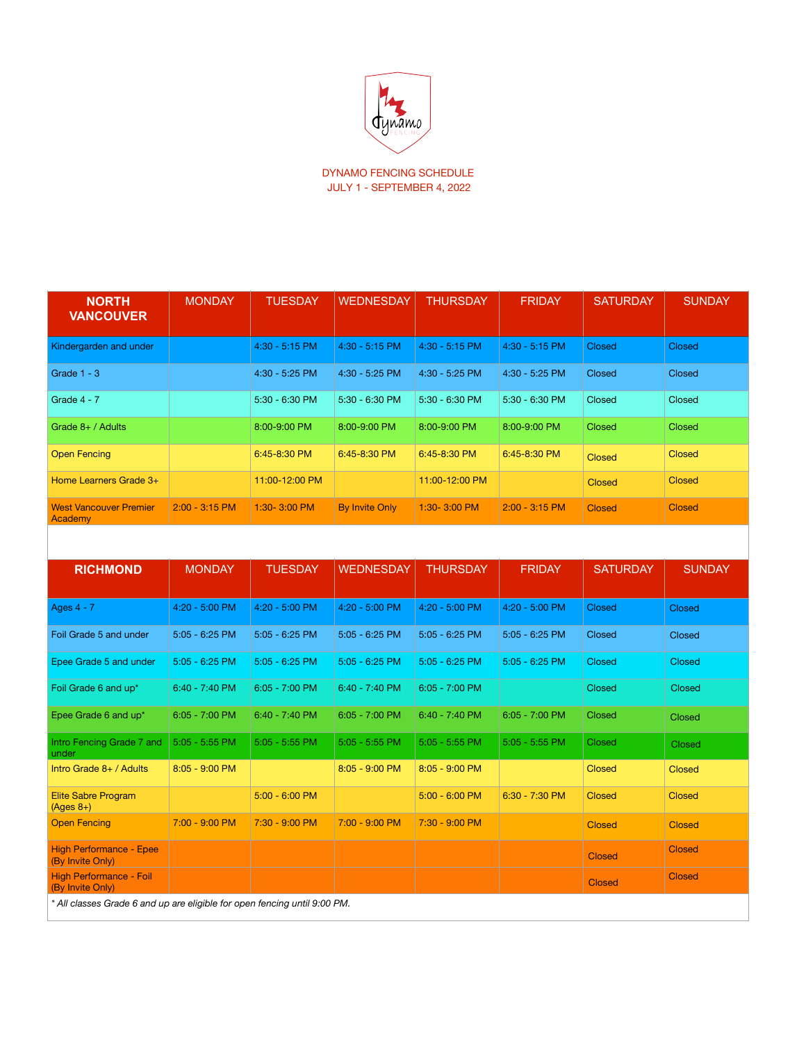DYNAMO FENCING SCHEDULE
JULY 1 - SEPTEMBER 4, 2022

| NORTH VANCOUVER | MONDAY | TUESDAY | WEDNESDAY | THURSDAY | FRIDAY | SATURDAY | SUNDAY |
|---|---|---|---|---|---|---|---|
| Kindergarden and under | | 4:30 - 5:15 PM | 4:30 - 5:15 PM | 4:30 - 5:15 PM | 4:30 - 5:15 PM | Closed | Closed |
| Grade 1 - 3 | | 4:30 - 5:25 PM | 4:30 - 5:25 PM | 4:30 - 5:25 PM | 4:30 - 5:25 PM | Closed | Closed |
| Grade 4 - 7 | | 5:30 - 6:30 PM | 5:30 - 6:30 PM | 5:30 - 6:30 PM | 5:30 - 6:30 PM | Closed | Closed |
| Grade 8+ / Adults | | 8:00-9:00 PM | 8:00-9:00 PM | 8:00-9:00 PM | 8:00-9:00 PM | Closed | Closed |
| Open Fencing | | 6:45-8:30 PM | 6:45-8:30 PM | 6:45-8:30 PM | 6:45-8:30 PM | Closed | Closed |
| Home Learners Grade 3+ | | 11:00-12:00 PM | | 11:00-12:00 PM | | Closed | Closed |
| West Vancouver Premier Academy | 2:00 - 3:15 PM | 1:30- 3:00 PM | By Invite Only | 1:30- 3:00 PM | 2:00 - 3:15 PM | Closed | Closed |

| RICHMOND | MONDAY | TUESDAY | WEDNESDAY | THURSDAY | FRIDAY | SATURDAY | SUNDAY |
|---|---|---|---|---|---|---|---|
| Ages 4 - 7 | 4:20 - 5:00 PM | 4:20 - 5:00 PM | 4:20 - 5:00 PM | 4:20 - 5:00 PM | 4:20 - 5:00 PM | Closed | Closed |
| Foil Grade 5 and under | 5:05 - 6:25 PM | 5:05 - 6:25 PM | 5:05 - 6:25 PM | 5:05 - 6:25 PM | 5:05 - 6:25 PM | Closed | Closed |
| Epee Grade 5 and under | 5:05 - 6:25 PM | 5:05 - 6:25 PM | 5:05 - 6:25 PM | 5:05 - 6:25 PM | 5:05 - 6:25 PM | Closed | Closed |
| Foil Grade 6 and up* | 6:40 - 7:40 PM | 6:05 - 7:00 PM | 6:40 - 7:40 PM | 6:05 - 7:00 PM | | Closed | Closed |
| Epee Grade 6 and up* | 6:05 - 7:00 PM | 6:40 - 7:40 PM | 6:05 - 7:00 PM | 6:40 - 7:40 PM | 6:05 - 7:00 PM | Closed | Closed |
| Intro Fencing Grade 7 and under | 5:05 - 5:55 PM | 5:05 - 5:55 PM | 5:05 - 5:55 PM | 5:05 - 5:55 PM | 5:05 - 5:55 PM | Closed | Closed |
| Intro Grade 8+ / Adults | 8:05 - 9:00 PM | | 8:05 - 9:00 PM | 8:05 - 9:00 PM | | Closed | Closed |
| Elite Sabre Program (Ages 8+) | | 5:00 - 6:00 PM | | 5:00 - 6:00 PM | 6:30 - 7:30 PM | Closed | Closed |
| Open Fencing | 7:00 - 9:00 PM | 7:30 - 9:00 PM | 7:00 - 9:00 PM | 7:30 - 9:00 PM | | Closed | Closed |
| High Performance - Epee (By Invite Only) | | | | | | Closed | Closed |
| High Performance - Foil (By Invite Only) | | | | | | Closed | Closed |

*\* All classes Grade 6 and up are eligible for open fencing until 9:00 PM.*